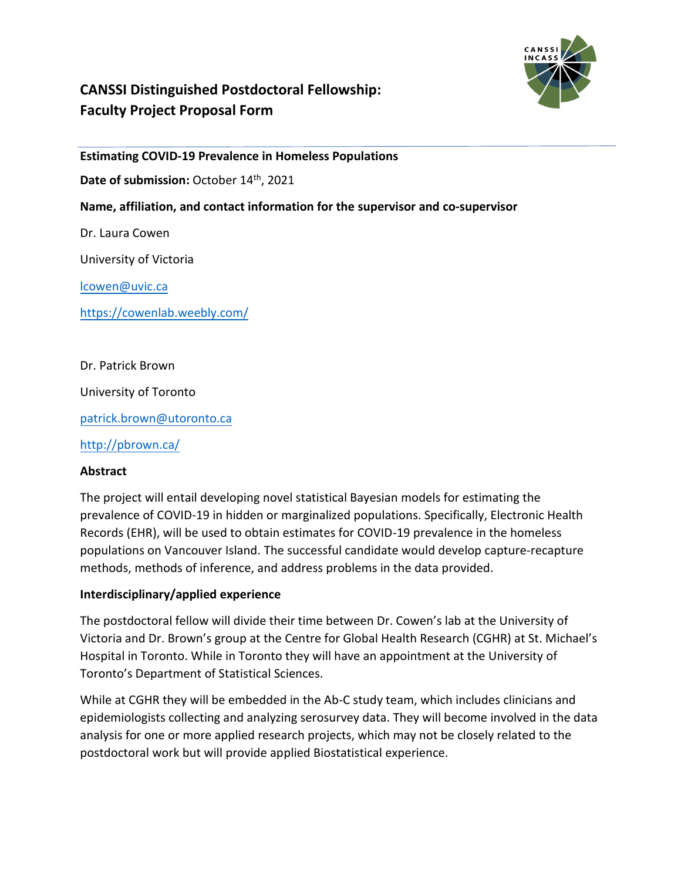# CANSSI Distinguished Postdoctoral Fellowship: Faculty Project Proposal Form

**Estimating COVID-19 Prevalence in Homeless Populations**

**Date of submission:** October 14th, 2021

**Name, affiliation, and contact information for the supervisor and co-supervisor**

Dr. Laura Cowen

University of Victoria

lcowen@uvic.ca

https://cowenlab.weebly.com/

Dr. Patrick Brown

University of Toronto

patrick.brown@utoronto.ca

http://pbrown.ca/

**Abstract**

The project will entail developing novel statistical Bayesian models for estimating the prevalence of COVID-19 in hidden or marginalized populations. Specifically, Electronic Health Records (EHR), will be used to obtain estimates for COVID-19 prevalence in the homeless populations on Vancouver Island. The successful candidate would develop capture-recapture methods, methods of inference, and address problems in the data provided.

**Interdisciplinary/applied experience**

The postdoctoral fellow will divide their time between Dr. Cowen's lab at the University of Victoria and Dr. Brown's group at the Centre for Global Health Research (CGHR) at St. Michael's Hospital in Toronto. While in Toronto they will have an appointment at the University of Toronto's Department of Statistical Sciences.

While at CGHR they will be embedded in the Ab-C study team, which includes clinicians and epidemiologists collecting and analyzing serosurvey data. They will become involved in the data analysis for one or more applied research projects, which may not be closely related to the postdoctoral work but will provide applied Biostatistical experience.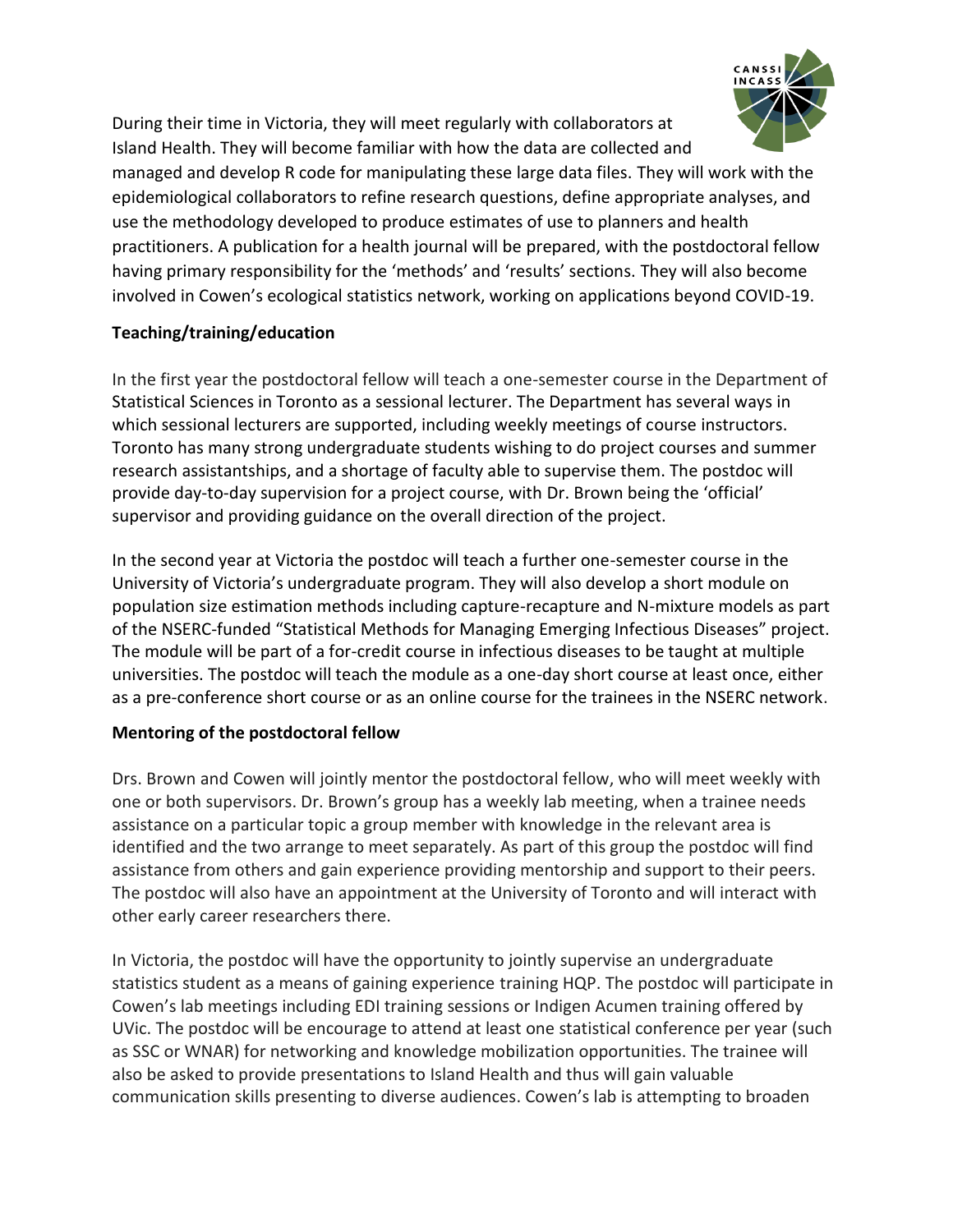During their time in Victoria, they will meet regularly with collaborators at Island Health. They will become familiar with how the data are collected and managed and develop R code for manipulating these large data files. They will work with the epidemiological collaborators to refine research questions, define appropriate analyses, and use the methodology developed to produce estimates of use to planners and health practitioners. A publication for a health journal will be prepared, with the postdoctoral fellow having primary responsibility for the 'methods' and 'results' sections. They will also become involved in Cowen's ecological statistics network, working on applications beyond COVID-19.

**Teaching/training/education**

In the first year the postdoctoral fellow will teach a one-semester course in the Department of Statistical Sciences in Toronto as a sessional lecturer. The Department has several ways in which sessional lecturers are supported, including weekly meetings of course instructors. Toronto has many strong undergraduate students wishing to do project courses and summer research assistantships, and a shortage of faculty able to supervise them. The postdoc will provide day-to-day supervision for a project course, with Dr. Brown being the 'official' supervisor and providing guidance on the overall direction of the project.

In the second year at Victoria the postdoc will teach a further one-semester course in the University of Victoria's undergraduate program. They will also develop a short module on population size estimation methods including capture-recapture and N-mixture models as part of the NSERC-funded "Statistical Methods for Managing Emerging Infectious Diseases" project. The module will be part of a for-credit course in infectious diseases to be taught at multiple universities. The postdoc will teach the module as a one-day short course at least once, either as a pre-conference short course or as an online course for the trainees in the NSERC network.

**Mentoring of the postdoctoral fellow**

Drs. Brown and Cowen will jointly mentor the postdoctoral fellow, who will meet weekly with one or both supervisors. Dr. Brown's group has a weekly lab meeting, when a trainee needs assistance on a particular topic a group member with knowledge in the relevant area is identified and the two arrange to meet separately. As part of this group the postdoc will find assistance from others and gain experience providing mentorship and support to their peers. The postdoc will also have an appointment at the University of Toronto and will interact with other early career researchers there.

In Victoria, the postdoc will have the opportunity to jointly supervise an undergraduate statistics student as a means of gaining experience training HQP. The postdoc will participate in Cowen's lab meetings including EDI training sessions or Indigen Acumen training offered by UVic. The postdoc will be encourage to attend at least one statistical conference per year (such as SSC or WNAR) for networking and knowledge mobilization opportunities. The trainee will also be asked to provide presentations to Island Health and thus will gain valuable communication skills presenting to diverse audiences. Cowen's lab is attempting to broaden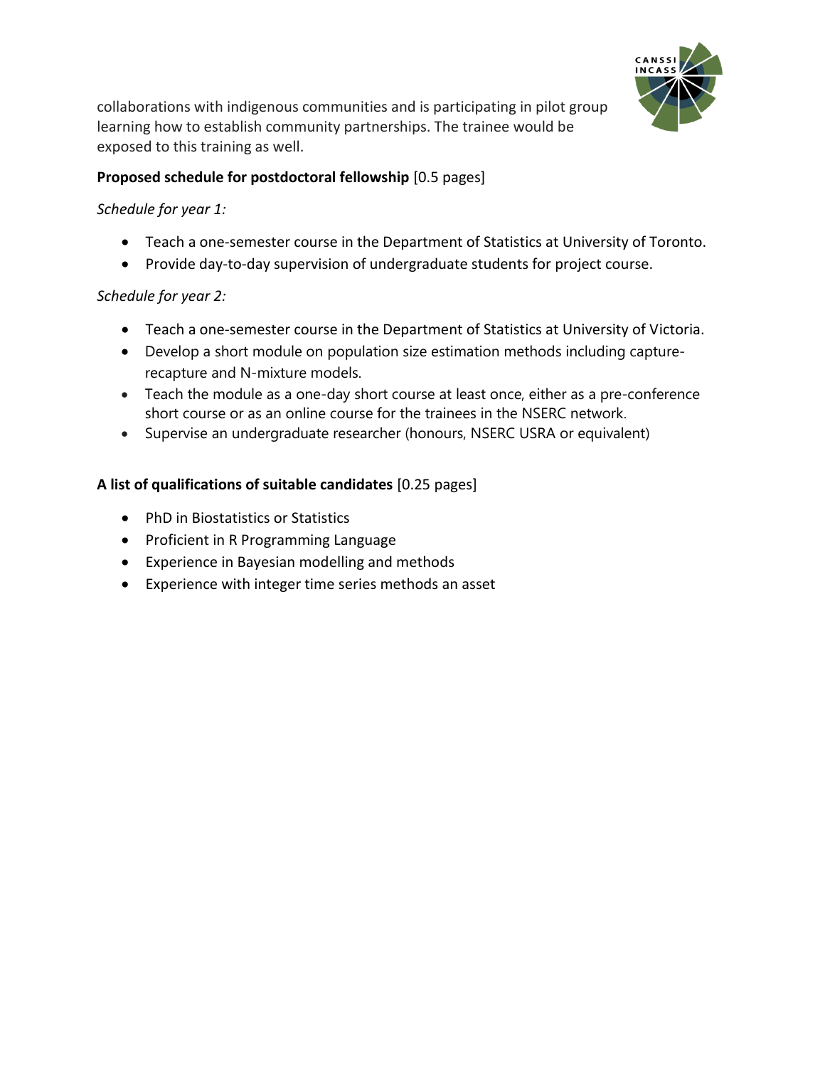collaborations with indigenous communities and is participating in pilot group learning how to establish community partnerships. The trainee would be exposed to this training as well.

**Proposed schedule for postdoctoral fellowship** [0.5 pages]

*Schedule for year 1:*

- Teach a one-semester course in the Department of Statistics at University of Toronto.
- Provide day-to-day supervision of undergraduate students for project course.

*Schedule for year 2:*

- Teach a one-semester course in the Department of Statistics at University of Victoria.
- Develop a short module on population size estimation methods including capture-recapture and N-mixture models.
- Teach the module as a one-day short course at least once, either as a pre-conference short course or as an online course for the trainees in the NSERC network.
- Supervise an undergraduate researcher (honours, NSERC USRA or equivalent)

**A list of qualifications of suitable candidates** [0.25 pages]

- PhD in Biostatistics or Statistics
- Proficient in R Programming Language
- Experience in Bayesian modelling and methods
- Experience with integer time series methods an asset